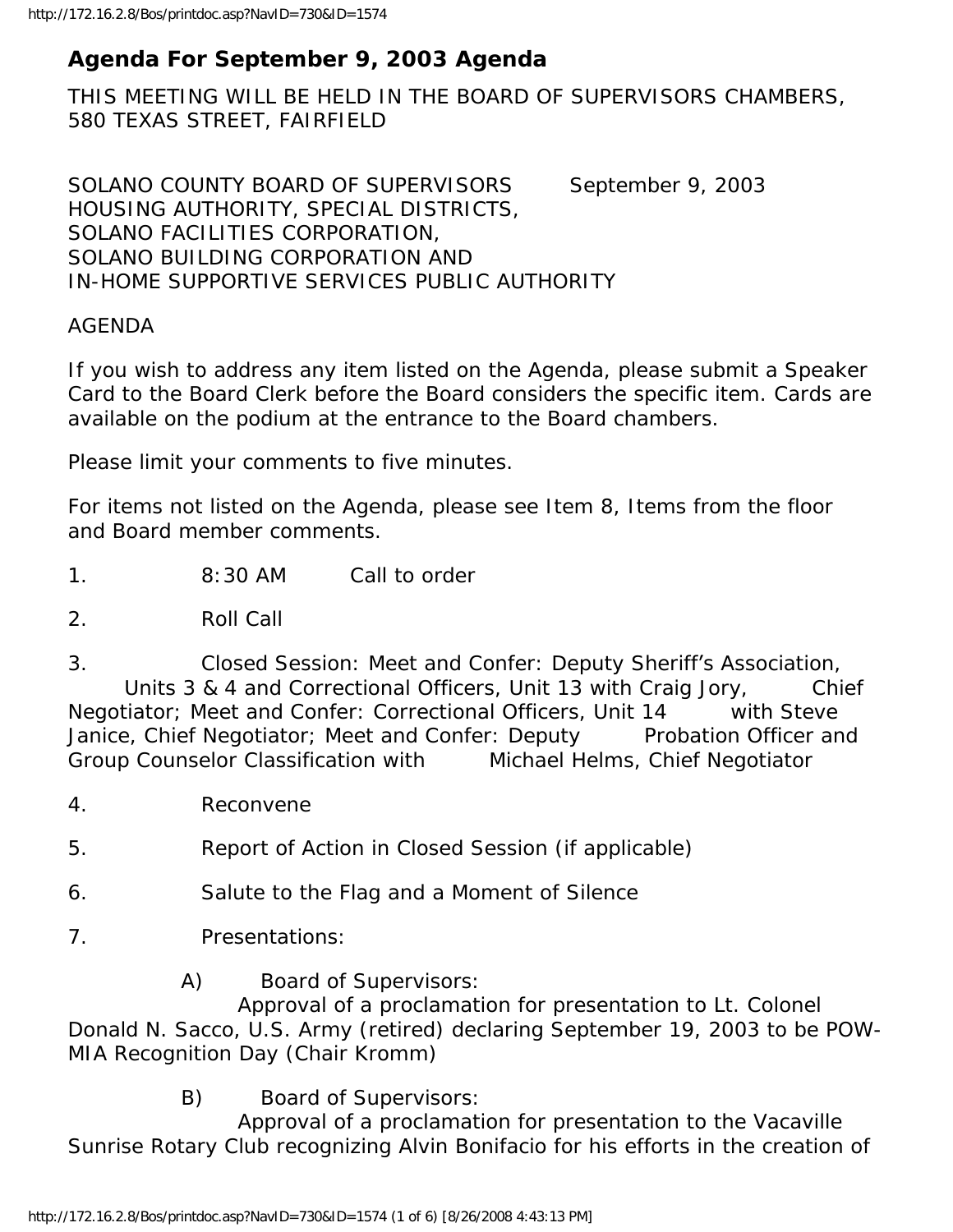## Agenda For September 9, 2003 Agenda

THIS MEETING WILL BE HELD IN THE BOARD OF SUPERVISORS CHAMBERS, 580 TEXAS STREET, FAIRFIELD

SOLANO COUNTY BOARD OF SUPERVISORS September 9, 2003
HOUSING AUTHORITY, SPECIAL DISTRICTS,
SOLANO FACILITIES CORPORATION,
SOLANO BUILDING CORPORATION AND
IN-HOME SUPPORTIVE SERVICES PUBLIC AUTHORITY

AGENDA

If you wish to address any item listed on the Agenda, please submit a Speaker Card to the Board Clerk before the Board considers the specific item. Cards are available on the podium at the entrance to the Board chambers.

Please limit your comments to five minutes.

For items not listed on the Agenda, please see Item 8, Items from the floor and Board member comments.

1. 8:30 AM Call to order

2. Roll Call

3. Closed Session: Meet and Confer: Deputy Sheriff's Association, Units 3 & 4 and Correctional Officers, Unit 13 with Craig Jory, Chief Negotiator; Meet and Confer: Correctional Officers, Unit 14 with Steve Janice, Chief Negotiator; Meet and Confer: Deputy Probation Officer and Group Counselor Classification with Michael Helms, Chief Negotiator

4. Reconvene

5. Report of Action in Closed Session (if applicable)

6. Salute to the Flag and a Moment of Silence

7. Presentations:

A) Board of Supervisors:
Approval of a proclamation for presentation to Lt. Colonel Donald N. Sacco, U.S. Army (retired) declaring September 19, 2003 to be POW-MIA Recognition Day (Chair Kromm)

B) Board of Supervisors:
Approval of a proclamation for presentation to the Vacaville Sunrise Rotary Club recognizing Alvin Bonifacio for his efforts in the creation of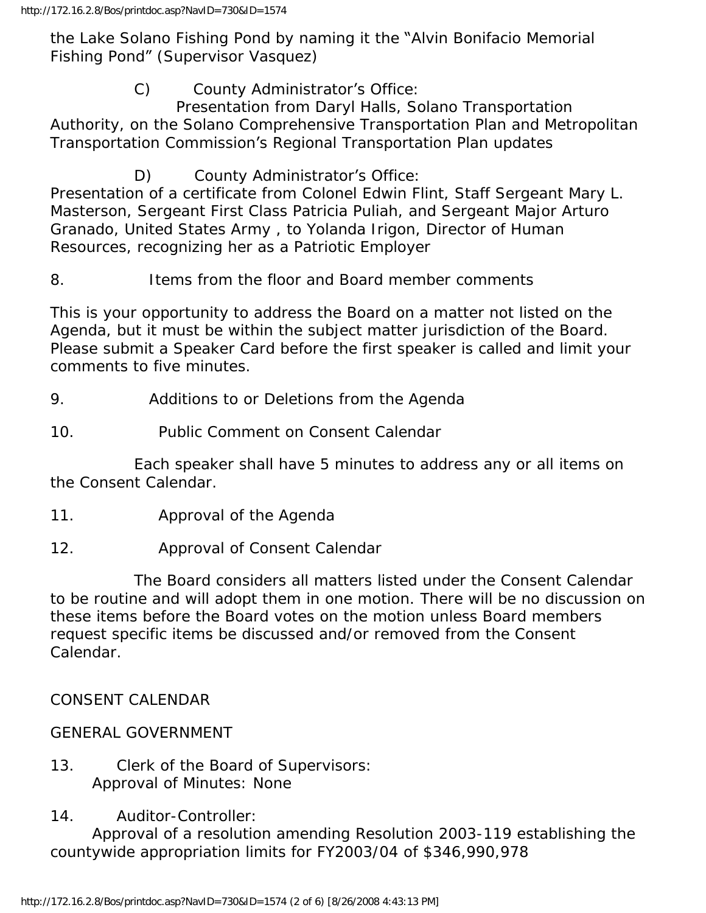the Lake Solano Fishing Pond by naming it the "Alvin Bonifacio Memorial Fishing Pond" (Supervisor Vasquez)

C) County Administrator's Office:
Presentation from Daryl Halls, Solano Transportation Authority, on the Solano Comprehensive Transportation Plan and Metropolitan Transportation Commission's Regional Transportation Plan updates

D) County Administrator's Office:
Presentation of a certificate from Colonel Edwin Flint, Staff Sergeant Mary L. Masterson, Sergeant First Class Patricia Puliah, and Sergeant Major Arturo Granado, United States Army , to Yolanda Irigon, Director of Human Resources, recognizing her as a Patriotic Employer

8. Items from the floor and Board member comments

This is your opportunity to address the Board on a matter not listed on the Agenda, but it must be within the subject matter jurisdiction of the Board. Please submit a Speaker Card before the first speaker is called and limit your comments to five minutes.

9. Additions to or Deletions from the Agenda

10. Public Comment on Consent Calendar

Each speaker shall have 5 minutes to address any or all items on the Consent Calendar.

11. Approval of the Agenda

12. Approval of Consent Calendar

The Board considers all matters listed under the Consent Calendar to be routine and will adopt them in one motion. There will be no discussion on these items before the Board votes on the motion unless Board members request specific items be discussed and/or removed from the Consent Calendar.

CONSENT CALENDAR

GENERAL GOVERNMENT

13. Clerk of the Board of Supervisors:
Approval of Minutes: None

14. Auditor-Controller:
Approval of a resolution amending Resolution 2003-119 establishing the countywide appropriation limits for FY2003/04 of $346,990,978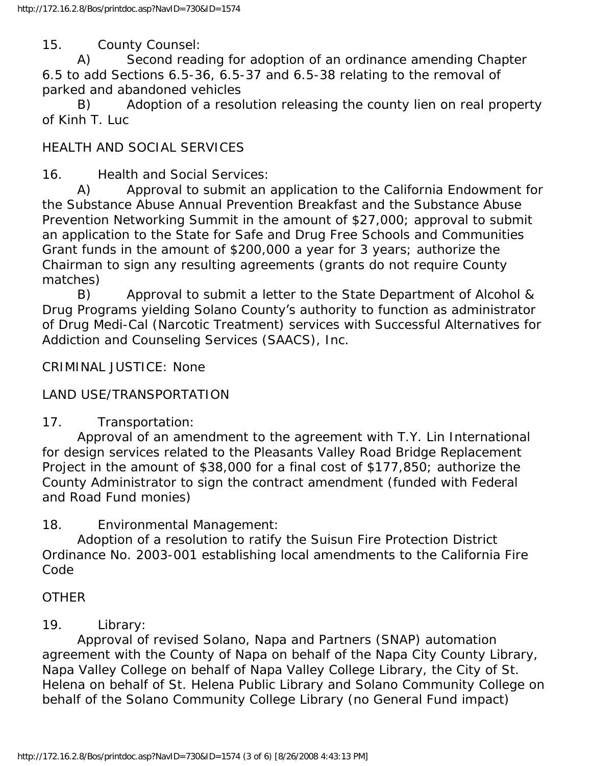15. County Counsel:

A) Second reading for adoption of an ordinance amending Chapter 6.5 to add Sections 6.5-36, 6.5-37 and 6.5-38 relating to the removal of parked and abandoned vehicles

B) Adoption of a resolution releasing the county lien on real property of Kinh T. Luc

HEALTH AND SOCIAL SERVICES

16. Health and Social Services:

A) Approval to submit an application to the California Endowment for the Substance Abuse Annual Prevention Breakfast and the Substance Abuse Prevention Networking Summit in the amount of $27,000; approval to submit an application to the State for Safe and Drug Free Schools and Communities Grant funds in the amount of $200,000 a year for 3 years; authorize the Chairman to sign any resulting agreements (grants do not require County matches)

B) Approval to submit a letter to the State Department of Alcohol & Drug Programs yielding Solano County's authority to function as administrator of Drug Medi-Cal (Narcotic Treatment) services with Successful Alternatives for Addiction and Counseling Services (SAACS), Inc.

CRIMINAL JUSTICE: None

LAND USE/TRANSPORTATION

17. Transportation:

Approval of an amendment to the agreement with T.Y. Lin International for design services related to the Pleasants Valley Road Bridge Replacement Project in the amount of $38,000 for a final cost of $177,850; authorize the County Administrator to sign the contract amendment (funded with Federal and Road Fund monies)

18. Environmental Management:

Adoption of a resolution to ratify the Suisun Fire Protection District Ordinance No. 2003-001 establishing local amendments to the California Fire Code

OTHER

19. Library:

Approval of revised Solano, Napa and Partners (SNAP) automation agreement with the County of Napa on behalf of the Napa City County Library, Napa Valley College on behalf of Napa Valley College Library, the City of St. Helena on behalf of St. Helena Public Library and Solano Community College on behalf of the Solano Community College Library (no General Fund impact)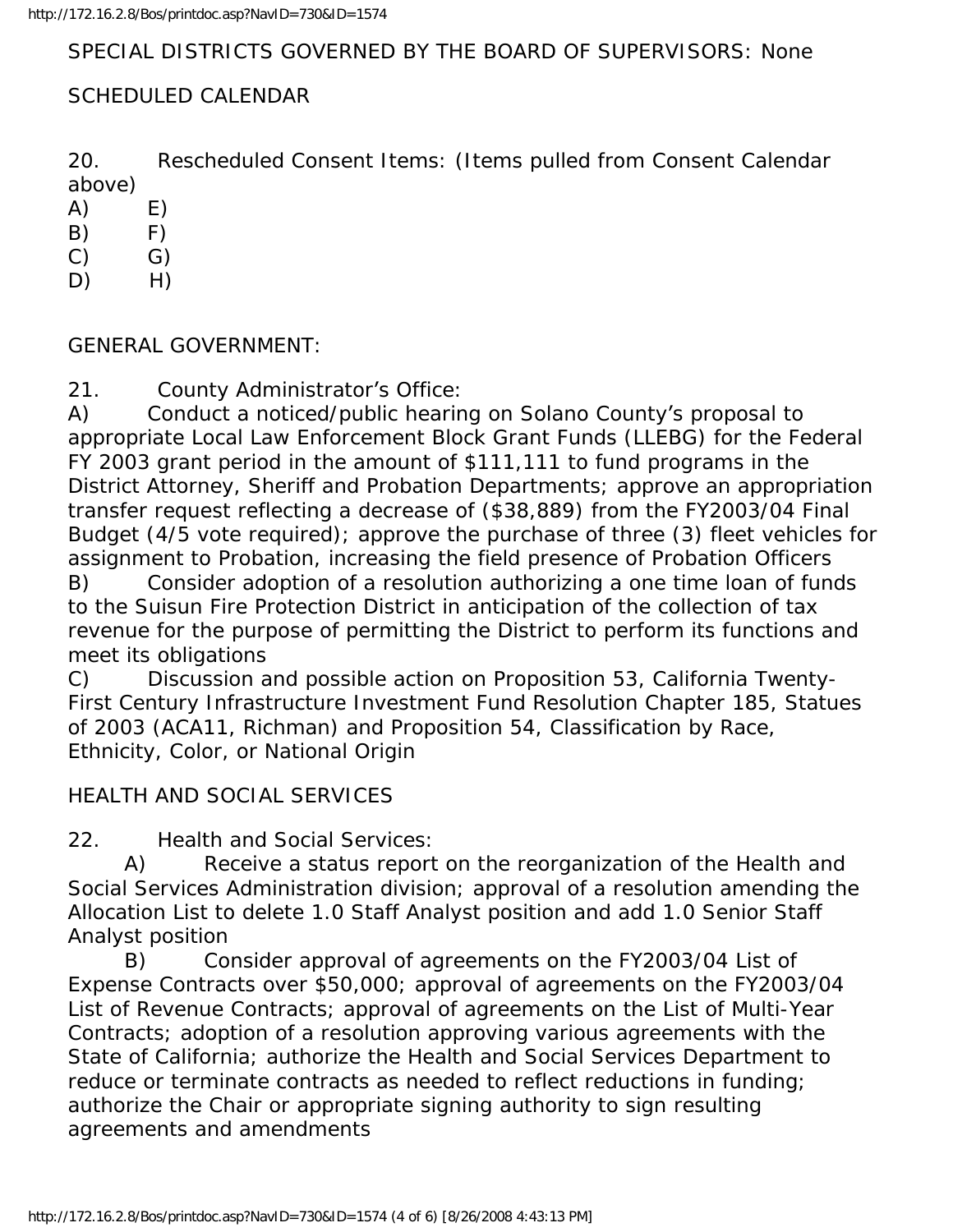SPECIAL DISTRICTS GOVERNED BY THE BOARD OF SUPERVISORS: None

SCHEDULED CALENDAR

20. Rescheduled Consent Items: (Items pulled from Consent Calendar above)

A) E)
B) F)
C) G)
D) H)

GENERAL GOVERNMENT:

21. County Administrator's Office:

A) Conduct a noticed/public hearing on Solano County's proposal to appropriate Local Law Enforcement Block Grant Funds (LLEBG) for the Federal FY 2003 grant period in the amount of $111,111 to fund programs in the District Attorney, Sheriff and Probation Departments; approve an appropriation transfer request reflecting a decrease of ($38,889) from the FY2003/04 Final Budget (4/5 vote required); approve the purchase of three (3) fleet vehicles for assignment to Probation, increasing the field presence of Probation Officers

B) Consider adoption of a resolution authorizing a one time loan of funds to the Suisun Fire Protection District in anticipation of the collection of tax revenue for the purpose of permitting the District to perform its functions and meet its obligations

C) Discussion and possible action on Proposition 53, California Twenty-First Century Infrastructure Investment Fund Resolution Chapter 185, Statues of 2003 (ACA11, Richman) and Proposition 54, Classification by Race, Ethnicity, Color, or National Origin

HEALTH AND SOCIAL SERVICES

22. Health and Social Services:

A) Receive a status report on the reorganization of the Health and Social Services Administration division; approval of a resolution amending the Allocation List to delete 1.0 Staff Analyst position and add 1.0 Senior Staff Analyst position

B) Consider approval of agreements on the FY2003/04 List of Expense Contracts over $50,000; approval of agreements on the FY2003/04 List of Revenue Contracts; approval of agreements on the List of Multi-Year Contracts; adoption of a resolution approving various agreements with the State of California; authorize the Health and Social Services Department to reduce or terminate contracts as needed to reflect reductions in funding; authorize the Chair or appropriate signing authority to sign resulting agreements and amendments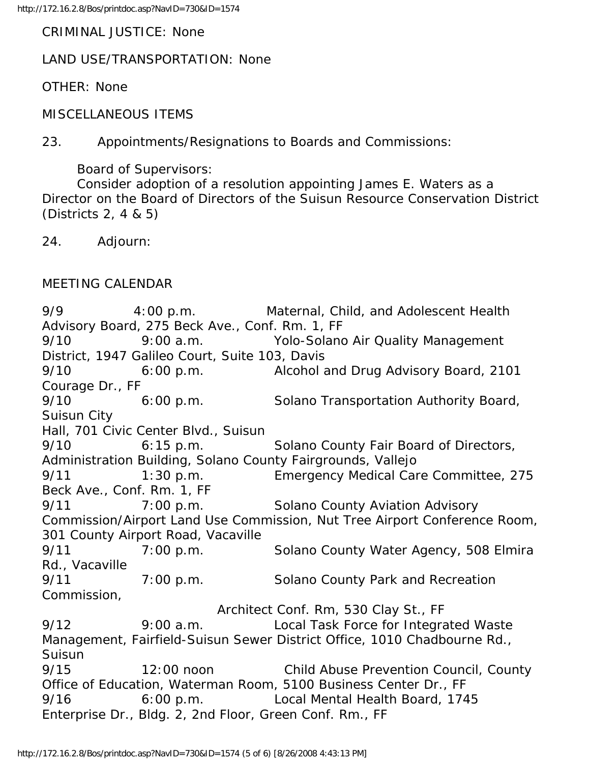CRIMINAL JUSTICE: None

LAND USE/TRANSPORTATION: None

OTHER: None

MISCELLANEOUS ITEMS

23. Appointments/Resignations to Boards and Commissions:

Board of Supervisors:
Consider adoption of a resolution appointing James E. Waters as a Director on the Board of Directors of the Suisun Resource Conservation District (Districts 2, 4 & 5)

24. Adjourn:

MEETING CALENDAR

9/9 4:00 p.m. Maternal, Child, and Adolescent Health Advisory Board, 275 Beck Ave., Conf. Rm. 1, FF
9/10 9:00 a.m. Yolo-Solano Air Quality Management District, 1947 Galileo Court, Suite 103, Davis
9/10 6:00 p.m. Alcohol and Drug Advisory Board, 2101 Courage Dr., FF
9/10 6:00 p.m. Solano Transportation Authority Board, Suisun City Hall, 701 Civic Center Blvd., Suisun
9/10 6:15 p.m. Solano County Fair Board of Directors, Administration Building, Solano County Fairgrounds, Vallejo
9/11 1:30 p.m. Emergency Medical Care Committee, 275 Beck Ave., Conf. Rm. 1, FF
9/11 7:00 p.m. Solano County Aviation Advisory Commission/Airport Land Use Commission, Nut Tree Airport Conference Room, 301 County Airport Road, Vacaville
9/11 7:00 p.m. Solano County Water Agency, 508 Elmira Rd., Vacaville
9/11 7:00 p.m. Solano County Park and Recreation Commission, Architect Conf. Rm, 530 Clay St., FF
9/12 9:00 a.m. Local Task Force for Integrated Waste Management, Fairfield-Suisun Sewer District Office, 1010 Chadbourne Rd., Suisun
9/15 12:00 noon Child Abuse Prevention Council, County Office of Education, Waterman Room, 5100 Business Center Dr., FF
9/16 6:00 p.m. Local Mental Health Board, 1745 Enterprise Dr., Bldg. 2, 2nd Floor, Green Conf. Rm., FF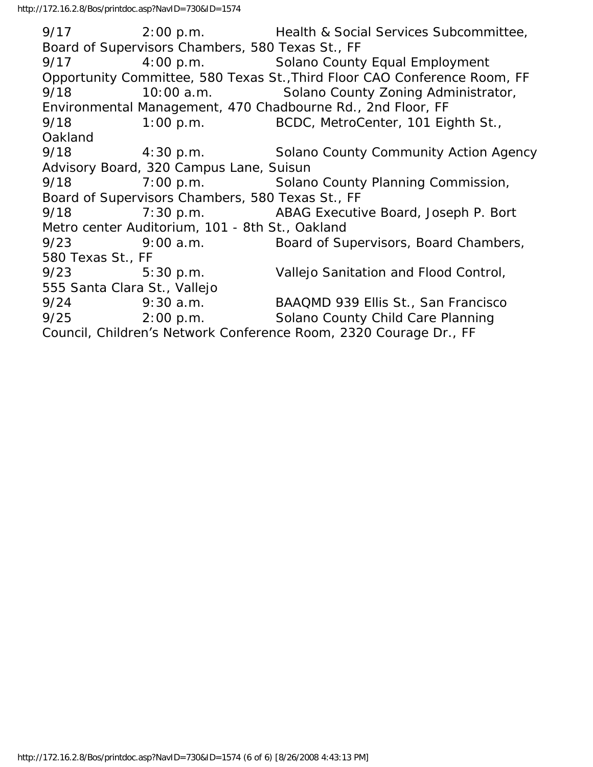9/17 2:00 p.m. Health & Social Services Subcommittee, Board of Supervisors Chambers, 580 Texas St., FF
9/17 4:00 p.m. Solano County Equal Employment Opportunity Committee, 580 Texas St.,Third Floor CAO Conference Room, FF
9/18 10:00 a.m. Solano County Zoning Administrator, Environmental Management, 470 Chadbourne Rd., 2nd Floor, FF
9/18 1:00 p.m. BCDC, MetroCenter, 101 Eighth St., Oakland
9/18 4:30 p.m. Solano County Community Action Agency Advisory Board, 320 Campus Lane, Suisun
9/18 7:00 p.m. Solano County Planning Commission, Board of Supervisors Chambers, 580 Texas St., FF
9/18 7:30 p.m. ABAG Executive Board, Joseph P. Bort Metro center Auditorium, 101 - 8th St., Oakland
9/23 9:00 a.m. Board of Supervisors, Board Chambers, 580 Texas St., FF
9/23 5:30 p.m. Vallejo Sanitation and Flood Control, 555 Santa Clara St., Vallejo
9/24 9:30 a.m. BAAQMD 939 Ellis St., San Francisco
9/25 2:00 p.m. Solano County Child Care Planning Council, Children's Network Conference Room, 2320 Courage Dr., FF